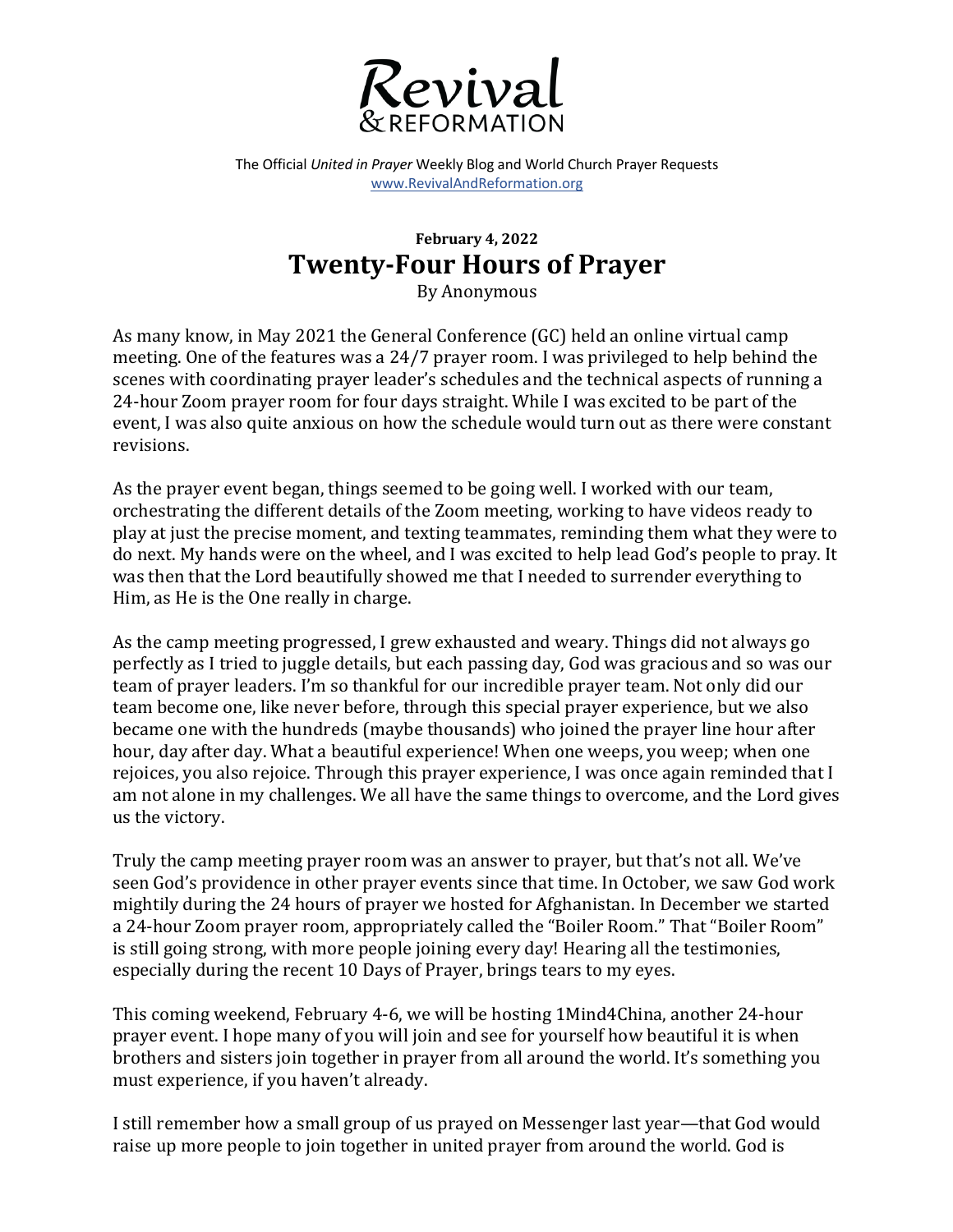# Revival & REFORMATION

The Official *United in Prayer* Weekly Blog and World Church Prayer Requests
www.RevivalAndReformation.org

**February 4, 2022**

## Twenty-Four Hours of Prayer

By Anonymous

As many know, in May 2021 the General Conference (GC) held an online virtual camp meeting. One of the features was a 24/7 prayer room. I was privileged to help behind the scenes with coordinating prayer leader's schedules and the technical aspects of running a 24-hour Zoom prayer room for four days straight. While I was excited to be part of the event, I was also quite anxious on how the schedule would turn out as there were constant revisions.

As the prayer event began, things seemed to be going well. I worked with our team, orchestrating the different details of the Zoom meeting, working to have videos ready to play at just the precise moment, and texting teammates, reminding them what they were to do next. My hands were on the wheel, and I was excited to help lead God's people to pray. It was then that the Lord beautifully showed me that I needed to surrender everything to Him, as He is the One really in charge.

As the camp meeting progressed, I grew exhausted and weary. Things did not always go perfectly as I tried to juggle details, but each passing day, God was gracious and so was our team of prayer leaders. I'm so thankful for our incredible prayer team. Not only did our team become one, like never before, through this special prayer experience, but we also became one with the hundreds (maybe thousands) who joined the prayer line hour after hour, day after day. What a beautiful experience! When one weeps, you weep; when one rejoices, you also rejoice. Through this prayer experience, I was once again reminded that I am not alone in my challenges. We all have the same things to overcome, and the Lord gives us the victory.

Truly the camp meeting prayer room was an answer to prayer, but that's not all. We've seen God's providence in other prayer events since that time. In October, we saw God work mightily during the 24 hours of prayer we hosted for Afghanistan. In December we started a 24-hour Zoom prayer room, appropriately called the "Boiler Room." That "Boiler Room" is still going strong, with more people joining every day! Hearing all the testimonies, especially during the recent 10 Days of Prayer, brings tears to my eyes.

This coming weekend, February 4-6, we will be hosting 1Mind4China, another 24-hour prayer event. I hope many of you will join and see for yourself how beautiful it is when brothers and sisters join together in prayer from all around the world. It's something you must experience, if you haven't already.

I still remember how a small group of us prayed on Messenger last year—that God would raise up more people to join together in united prayer from around the world. God is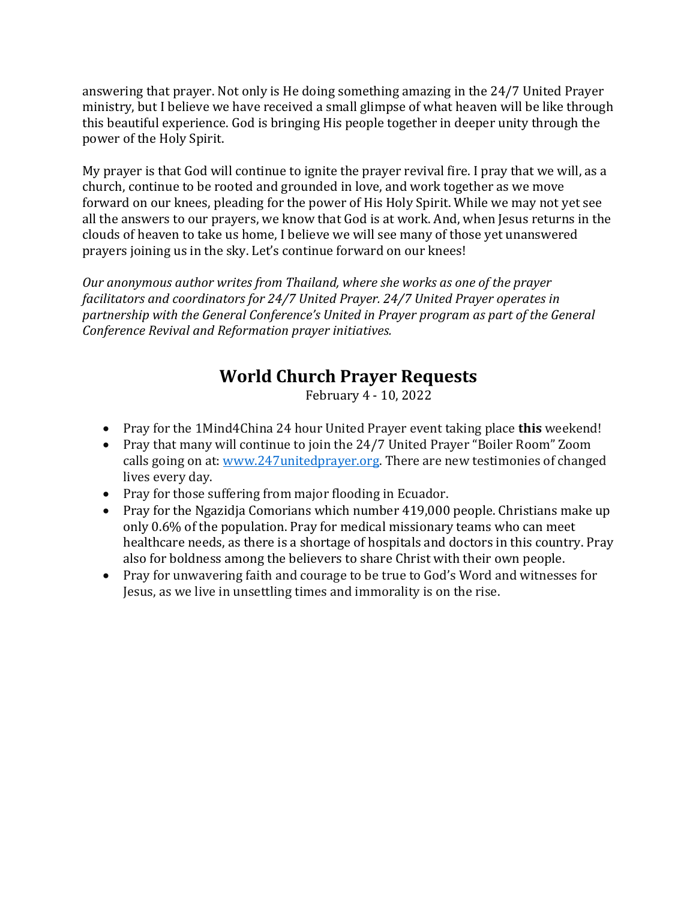answering that prayer. Not only is He doing something amazing in the 24/7 United Prayer ministry, but I believe we have received a small glimpse of what heaven will be like through this beautiful experience. God is bringing His people together in deeper unity through the power of the Holy Spirit.

My prayer is that God will continue to ignite the prayer revival fire. I pray that we will, as a church, continue to be rooted and grounded in love, and work together as we move forward on our knees, pleading for the power of His Holy Spirit. While we may not yet see all the answers to our prayers, we know that God is at work. And, when Jesus returns in the clouds of heaven to take us home, I believe we will see many of those yet unanswered prayers joining us in the sky. Let's continue forward on our knees!

*Our anonymous author writes from Thailand, where she works as one of the prayer facilitators and coordinators for 24/7 United Prayer. 24/7 United Prayer operates in partnership with the General Conference's United in Prayer program as part of the General Conference Revival and Reformation prayer initiatives.*

## World Church Prayer Requests

February 4 - 10, 2022

- Pray for the 1Mind4China 24 hour United Prayer event taking place **this** weekend!
- Pray that many will continue to join the 24/7 United Prayer "Boiler Room" Zoom calls going on at: [www.247unitedprayer.org](http://www.247unitedprayer.org). There are new testimonies of changed lives every day.
- Pray for those suffering from major flooding in Ecuador.
- Pray for the Ngazidja Comorians which number 419,000 people. Christians make up only 0.6% of the population. Pray for medical missionary teams who can meet healthcare needs, as there is a shortage of hospitals and doctors in this country. Pray also for boldness among the believers to share Christ with their own people.
- Pray for unwavering faith and courage to be true to God's Word and witnesses for Jesus, as we live in unsettling times and immorality is on the rise.